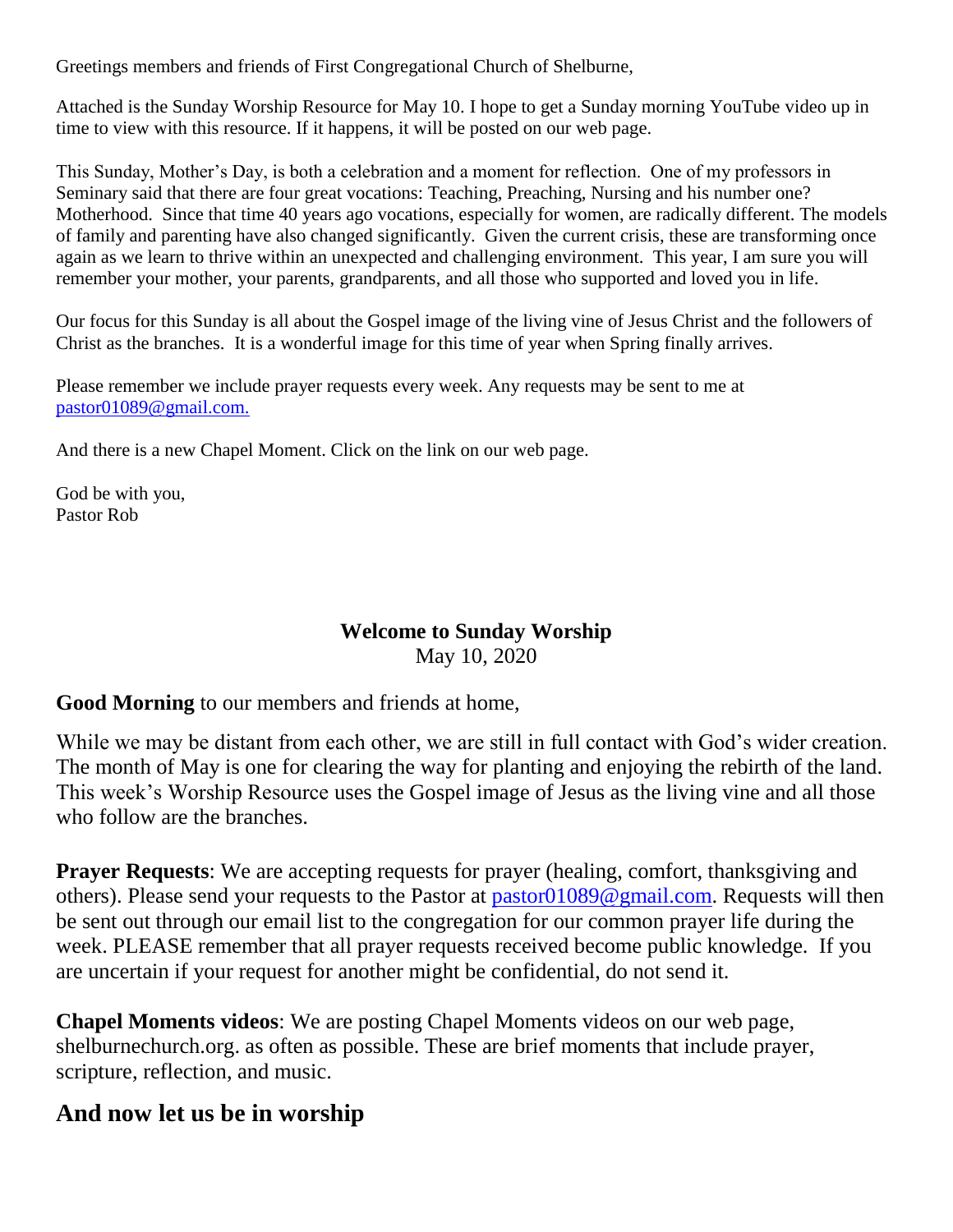Greetings members and friends of First Congregational Church of Shelburne,

Attached is the Sunday Worship Resource for May 10. I hope to get a Sunday morning YouTube video up in time to view with this resource. If it happens, it will be posted on our web page.

This Sunday, Mother's Day, is both a celebration and a moment for reflection. One of my professors in Seminary said that there are four great vocations: Teaching, Preaching, Nursing and his number one? Motherhood. Since that time 40 years ago vocations, especially for women, are radically different. The models of family and parenting have also changed significantly. Given the current crisis, these are transforming once again as we learn to thrive within an unexpected and challenging environment. This year, I am sure you will remember your mother, your parents, grandparents, and all those who supported and loved you in life.

Our focus for this Sunday is all about the Gospel image of the living vine of Jesus Christ and the followers of Christ as the branches. It is a wonderful image for this time of year when Spring finally arrives.

Please remember we include prayer requests every week. Any requests may be sent to me at [pastor01089@gmail.com.](mailto:pastor01089@gmail.com)

And there is a new Chapel Moment. Click on the link on our web page.

God be with you,
Pastor Rob

## Welcome to Sunday Worship

May 10, 2020

**Good Morning** to our members and friends at home,

While we may be distant from each other, we are still in full contact with God's wider creation. The month of May is one for clearing the way for planting and enjoying the rebirth of the land. This week's Worship Resource uses the Gospel image of Jesus as the living vine and all those who follow are the branches.

**Prayer Requests**: We are accepting requests for prayer (healing, comfort, thanksgiving and others). Please send your requests to the Pastor at [pastor01089@gmail.com](mailto:pastor01089@gmail.com). Requests will then be sent out through our email list to the congregation for our common prayer life during the week. PLEASE remember that all prayer requests received become public knowledge. If you are uncertain if your request for another might be confidential, do not send it.

**Chapel Moments videos**: We are posting Chapel Moments videos on our web page, shelburnechurch.org. as often as possible. These are brief moments that include prayer, scripture, reflection, and music.

## And now let us be in worship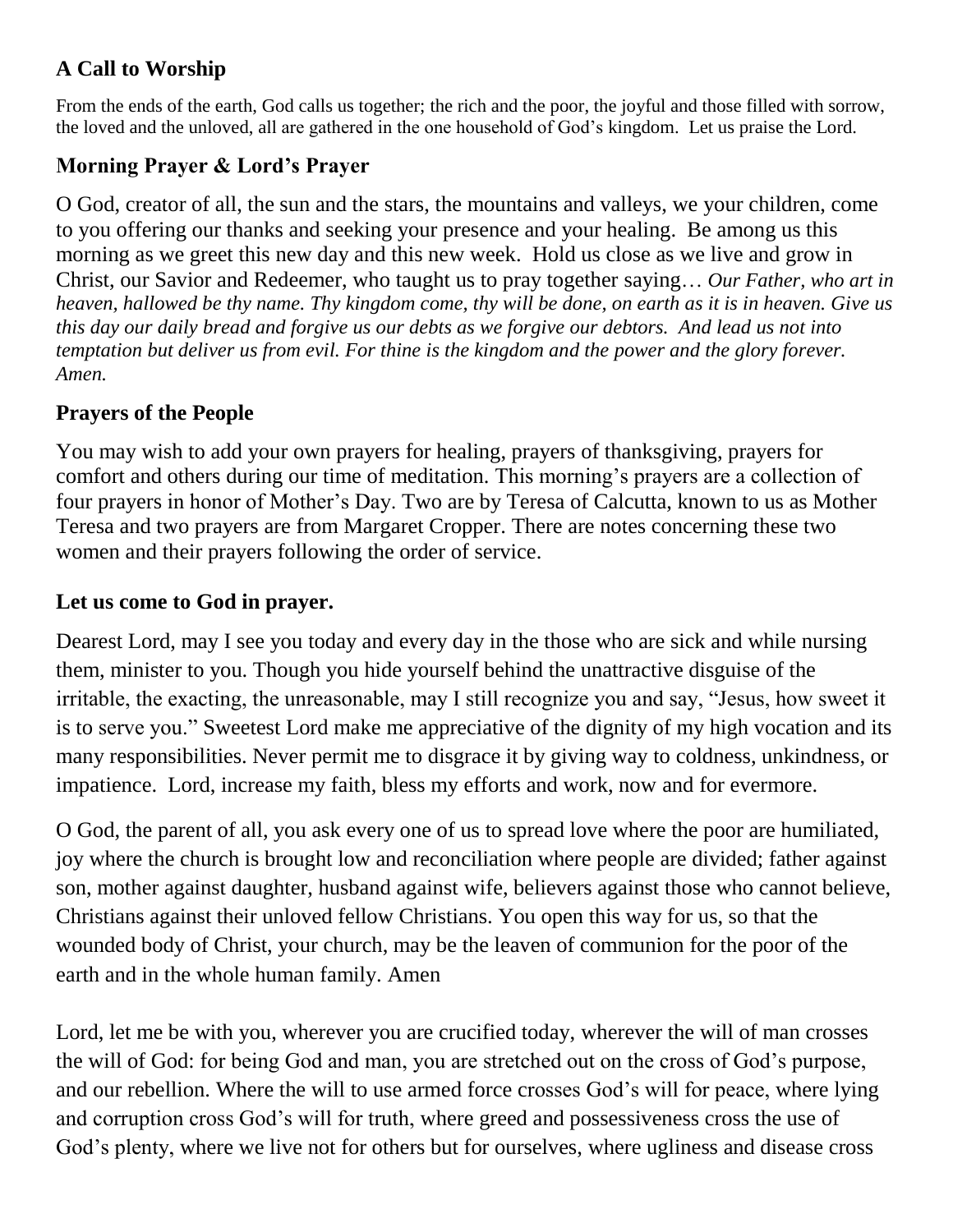## A Call to Worship

From the ends of the earth, God calls us together; the rich and the poor, the joyful and those filled with sorrow, the loved and the unloved, all are gathered in the one household of God's kingdom. Let us praise the Lord.

## Morning Prayer & Lord's Prayer

O God, creator of all, the sun and the stars, the mountains and valleys, we your children, come to you offering our thanks and seeking your presence and your healing. Be among us this morning as we greet this new day and this new week. Hold us close as we live and grow in Christ, our Savior and Redeemer, who taught us to pray together saying… *Our Father, who art in heaven, hallowed be thy name. Thy kingdom come, thy will be done, on earth as it is in heaven. Give us this day our daily bread and forgive us our debts as we forgive our debtors. And lead us not into temptation but deliver us from evil. For thine is the kingdom and the power and the glory forever. Amen.*

## Prayers of the People

You may wish to add your own prayers for healing, prayers of thanksgiving, prayers for comfort and others during our time of meditation. This morning's prayers are a collection of four prayers in honor of Mother's Day. Two are by Teresa of Calcutta, known to us as Mother Teresa and two prayers are from Margaret Cropper. There are notes concerning these two women and their prayers following the order of service.

## Let us come to God in prayer.

Dearest Lord, may I see you today and every day in the those who are sick and while nursing them, minister to you. Though you hide yourself behind the unattractive disguise of the irritable, the exacting, the unreasonable, may I still recognize you and say, "Jesus, how sweet it is to serve you." Sweetest Lord make me appreciative of the dignity of my high vocation and its many responsibilities. Never permit me to disgrace it by giving way to coldness, unkindness, or impatience. Lord, increase my faith, bless my efforts and work, now and for evermore.

O God, the parent of all, you ask every one of us to spread love where the poor are humiliated, joy where the church is brought low and reconciliation where people are divided; father against son, mother against daughter, husband against wife, believers against those who cannot believe, Christians against their unloved fellow Christians. You open this way for us, so that the wounded body of Christ, your church, may be the leaven of communion for the poor of the earth and in the whole human family. Amen

Lord, let me be with you, wherever you are crucified today, wherever the will of man crosses the will of God: for being God and man, you are stretched out on the cross of God's purpose, and our rebellion. Where the will to use armed force crosses God's will for peace, where lying and corruption cross God's will for truth, where greed and possessiveness cross the use of God's plenty, where we live not for others but for ourselves, where ugliness and disease cross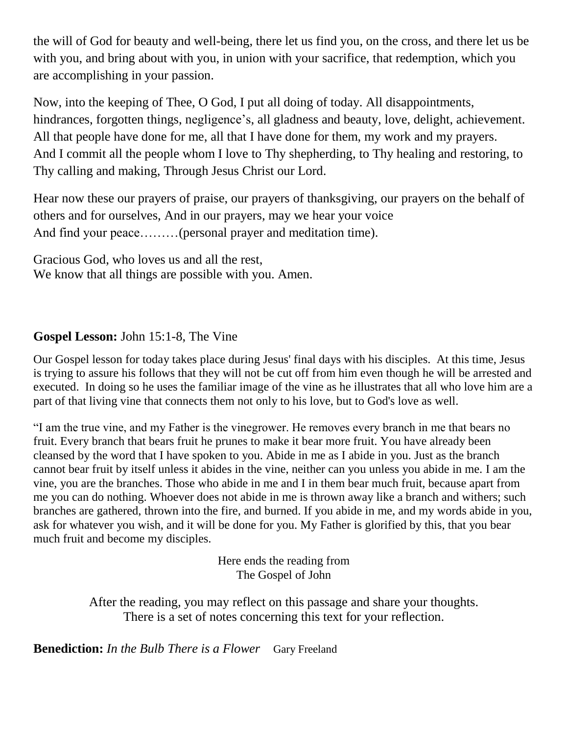the will of God for beauty and well-being, there let us find you, on the cross, and there let us be with you, and bring about with you, in union with your sacrifice, that redemption, which you are accomplishing in your passion.

Now, into the keeping of Thee, O God, I put all doing of today. All disappointments, hindrances, forgotten things, negligence's, all gladness and beauty, love, delight, achievement. All that people have done for me, all that I have done for them, my work and my prayers. And I commit all the people whom I love to Thy shepherding, to Thy healing and restoring, to Thy calling and making, Through Jesus Christ our Lord.

Hear now these our prayers of praise, our prayers of thanksgiving, our prayers on the behalf of others and for ourselves, And in our prayers, may we hear your voice
And find your peace………(personal prayer and meditation time).

Gracious God, who loves us and all the rest,
We know that all things are possible with you. Amen.

**Gospel Lesson:** John 15:1-8, The Vine

Our Gospel lesson for today takes place during Jesus' final days with his disciples. At this time, Jesus is trying to assure his follows that they will not be cut off from him even though he will be arrested and executed. In doing so he uses the familiar image of the vine as he illustrates that all who love him are a part of that living vine that connects them not only to his love, but to God's love as well.

"I am the true vine, and my Father is the vinegrower. He removes every branch in me that bears no fruit. Every branch that bears fruit he prunes to make it bear more fruit. You have already been cleansed by the word that I have spoken to you. Abide in me as I abide in you. Just as the branch cannot bear fruit by itself unless it abides in the vine, neither can you unless you abide in me. I am the vine, you are the branches. Those who abide in me and I in them bear much fruit, because apart from me you can do nothing. Whoever does not abide in me is thrown away like a branch and withers; such branches are gathered, thrown into the fire, and burned. If you abide in me, and my words abide in you, ask for whatever you wish, and it will be done for you. My Father is glorified by this, that you bear much fruit and become my disciples.

Here ends the reading from
The Gospel of John

After the reading, you may reflect on this passage and share your thoughts.
There is a set of notes concerning this text for your reflection.

**Benediction:** *In the Bulb There is a Flower* Gary Freeland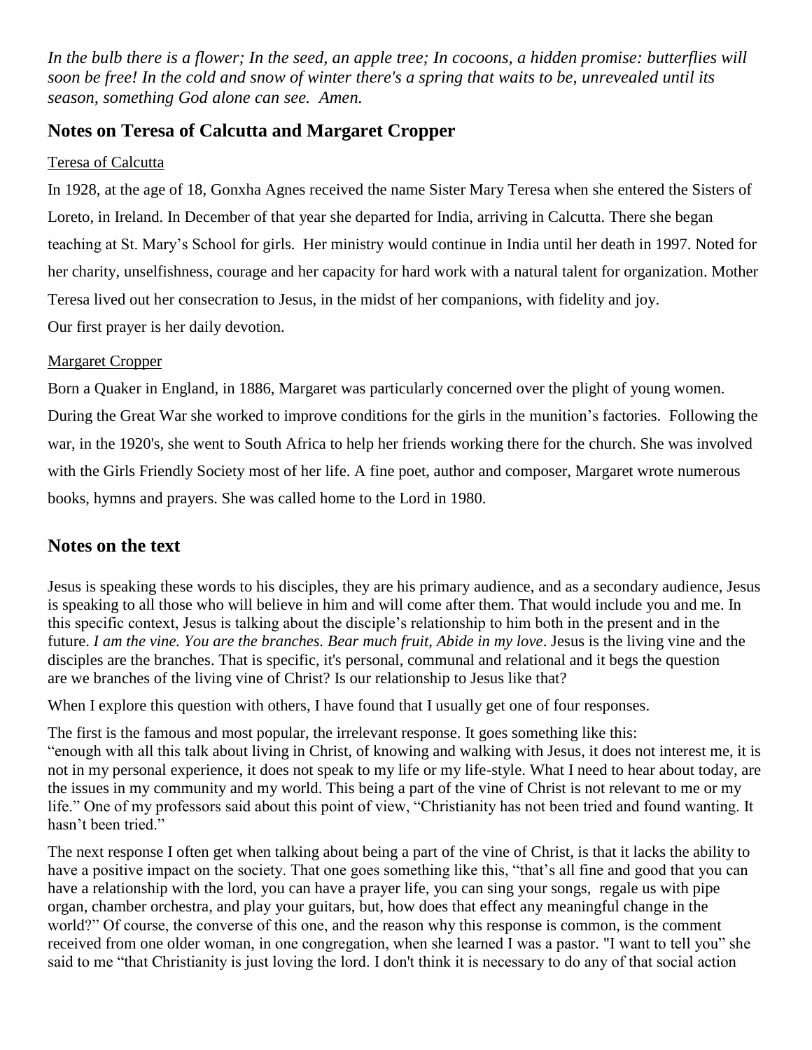*In the bulb there is a flower; In the seed, an apple tree; In cocoons, a hidden promise: butterflies will soon be free! In the cold and snow of winter there's a spring that waits to be, unrevealed until its season, something God alone can see. Amen.*

## Notes on Teresa of Calcutta and Margaret Cropper

<u>Teresa of Calcutta</u>

In 1928, at the age of 18, Gonxha Agnes received the name Sister Mary Teresa when she entered the Sisters of Loreto, in Ireland. In December of that year she departed for India, arriving in Calcutta. There she began teaching at St. Mary's School for girls. Her ministry would continue in India until her death in 1997. Noted for her charity, unselfishness, courage and her capacity for hard work with a natural talent for organization. Mother Teresa lived out her consecration to Jesus, in the midst of her companions, with fidelity and joy.
Our first prayer is her daily devotion.

<u>Margaret Cropper</u>

Born a Quaker in England, in 1886, Margaret was particularly concerned over the plight of young women. During the Great War she worked to improve conditions for the girls in the munition's factories. Following the war, in the 1920's, she went to South Africa to help her friends working there for the church. She was involved with the Girls Friendly Society most of her life. A fine poet, author and composer, Margaret wrote numerous books, hymns and prayers. She was called home to the Lord in 1980.

## Notes on the text

Jesus is speaking these words to his disciples, they are his primary audience, and as a secondary audience, Jesus is speaking to all those who will believe in him and will come after them. That would include you and me. In this specific context, Jesus is talking about the disciple's relationship to him both in the present and in the future. *I am the vine. You are the branches. Bear much fruit, Abide in my love*. Jesus is the living vine and the disciples are the branches. That is specific, it's personal, communal and relational and it begs the question are we branches of the living vine of Christ? Is our relationship to Jesus like that?

When I explore this question with others, I have found that I usually get one of four responses.

The first is the famous and most popular, the irrelevant response. It goes something like this:
"enough with all this talk about living in Christ, of knowing and walking with Jesus, it does not interest me, it is not in my personal experience, it does not speak to my life or my life-style. What I need to hear about today, are the issues in my community and my world. This being a part of the vine of Christ is not relevant to me or my life." One of my professors said about this point of view, "Christianity has not been tried and found wanting. It hasn't been tried."

The next response I often get when talking about being a part of the vine of Christ, is that it lacks the ability to have a positive impact on the society. That one goes something like this, "that's all fine and good that you can have a relationship with the lord, you can have a prayer life, you can sing your songs, regale us with pipe organ, chamber orchestra, and play your guitars, but, how does that effect any meaningful change in the world?" Of course, the converse of this one, and the reason why this response is common, is the comment received from one older woman, in one congregation, when she learned I was a pastor. "I want to tell you" she said to me "that Christianity is just loving the lord. I don't think it is necessary to do any of that social action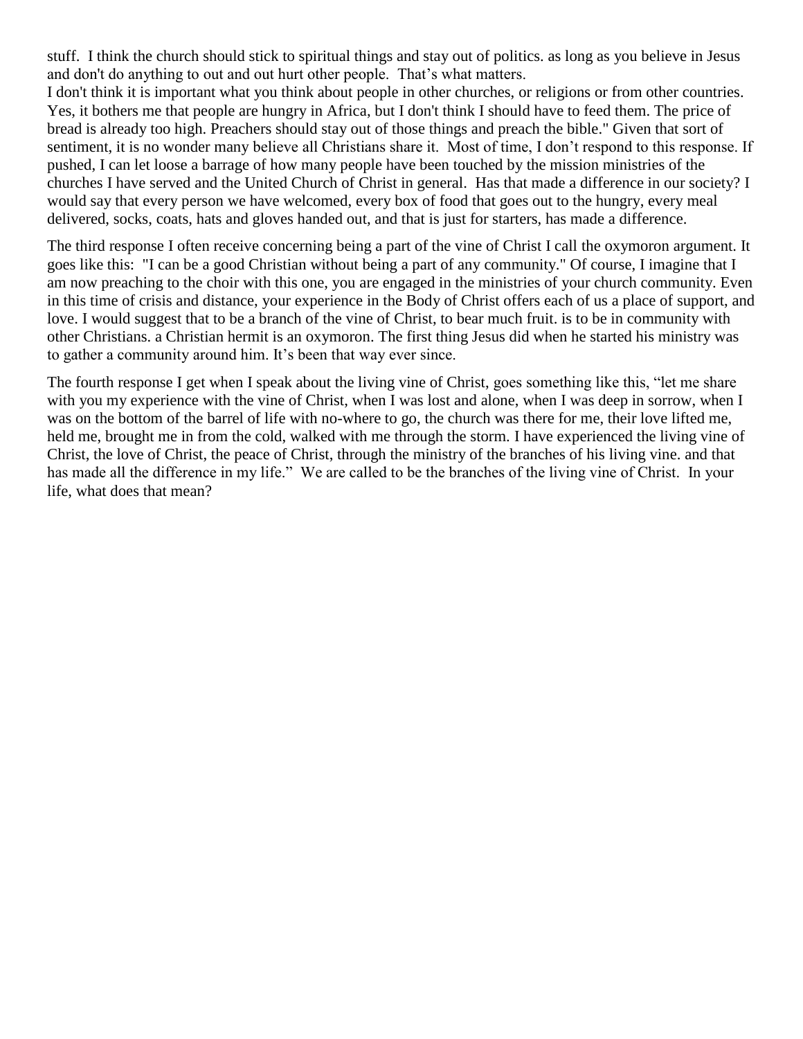stuff. I think the church should stick to spiritual things and stay out of politics. as long as you believe in Jesus and don't do anything to out and out hurt other people. That's what matters.
I don't think it is important what you think about people in other churches, or religions or from other countries. Yes, it bothers me that people are hungry in Africa, but I don't think I should have to feed them. The price of bread is already too high. Preachers should stay out of those things and preach the bible." Given that sort of sentiment, it is no wonder many believe all Christians share it. Most of time, I don't respond to this response. If pushed, I can let loose a barrage of how many people have been touched by the mission ministries of the churches I have served and the United Church of Christ in general. Has that made a difference in our society? I would say that every person we have welcomed, every box of food that goes out to the hungry, every meal delivered, socks, coats, hats and gloves handed out, and that is just for starters, has made a difference.

The third response I often receive concerning being a part of the vine of Christ I call the oxymoron argument. It goes like this: "I can be a good Christian without being a part of any community." Of course, I imagine that I am now preaching to the choir with this one, you are engaged in the ministries of your church community. Even in this time of crisis and distance, your experience in the Body of Christ offers each of us a place of support, and love. I would suggest that to be a branch of the vine of Christ, to bear much fruit. is to be in community with other Christians. a Christian hermit is an oxymoron. The first thing Jesus did when he started his ministry was to gather a community around him. It's been that way ever since.

The fourth response I get when I speak about the living vine of Christ, goes something like this, "let me share with you my experience with the vine of Christ, when I was lost and alone, when I was deep in sorrow, when I was on the bottom of the barrel of life with no-where to go, the church was there for me, their love lifted me, held me, brought me in from the cold, walked with me through the storm. I have experienced the living vine of Christ, the love of Christ, the peace of Christ, through the ministry of the branches of his living vine. and that has made all the difference in my life." We are called to be the branches of the living vine of Christ. In your life, what does that mean?